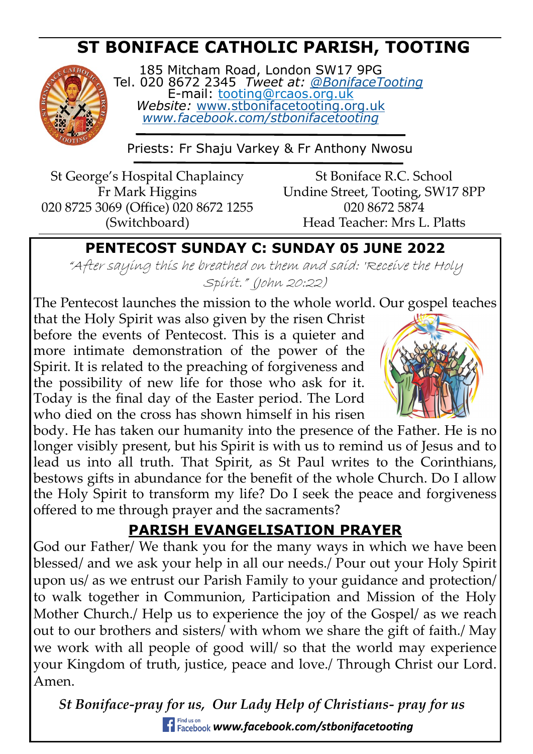# ST BONIFACE CATHOLIC PARISH, TOOTING

185 Mitcham Road, London SW17 9PG
Tel. 020 8672 2345 *Tweet at: @BonifaceTooting*
E-mail: tooting@rcaos.org.uk
*Website:* www.stbonifacetooting.org.uk
*www.facebook.com/stbonifacetooting*

Priests: Fr Shaju Varkey & Fr Anthony Nwosu

St George's Hospital Chaplaincy
Fr Mark Higgins
020 8725 3069 (Office) 020 8672 1255 (Switchboard)

St Boniface R.C. School
Undine Street, Tooting, SW17 8PP
020 8672 5874
Head Teacher: Mrs L. Platts

## PENTECOST SUNDAY C: SUNDAY 05 JUNE 2022

*"After saying this he breathed on them and said: 'Receive the Holy Spirit." (John 20:22)*

The Pentecost launches the mission to the whole world. Our gospel teaches that the Holy Spirit was also given by the risen Christ before the events of Pentecost. This is a quieter and more intimate demonstration of the power of the Spirit. It is related to the preaching of forgiveness and the possibility of new life for those who ask for it. Today is the final day of the Easter period. The Lord who died on the cross has shown himself in his risen body. He has taken our humanity into the presence of the Father. He is no longer visibly present, but his Spirit is with us to remind us of Jesus and to lead us into all truth. That Spirit, as St Paul writes to the Corinthians, bestows gifts in abundance for the benefit of the whole Church. Do I allow the Holy Spirit to transform my life? Do I seek the peace and forgiveness offered to me through prayer and the sacraments?

## PARISH EVANGELISATION PRAYER

God our Father/ We thank you for the many ways in which we have been blessed/ and we ask your help in all our needs./ Pour out your Holy Spirit upon us/ as we entrust our Parish Family to your guidance and protection/ to walk together in Communion, Participation and Mission of the Holy Mother Church./ Help us to experience the joy of the Gospel/ as we reach out to our brothers and sisters/ with whom we share the gift of faith./ May we work with all people of good will/ so that the world may experience your Kingdom of truth, justice, peace and love./ Through Christ our Lord. Amen.

***St Boniface-pray for us, Our Lady Help of Christians- pray for us***

Find us on Facebook ***www.facebook.com/stbonifacetooting***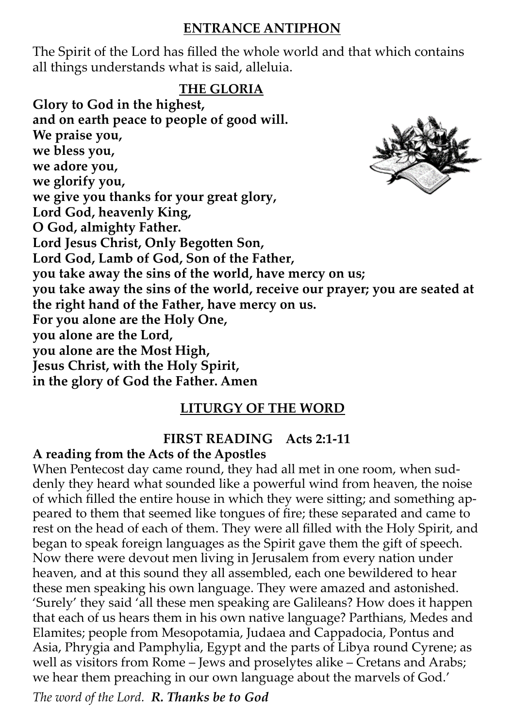## ENTRANCE ANTIPHON

The Spirit of the Lord has filled the whole world and that which contains all things understands what is said, alleluia.

## THE GLORIA

**Glory to God in the highest,**
**and on earth peace to people of good will.**
**We praise you,**
**we bless you,**
**we adore you,**
**we glorify you,**
**we give you thanks for your great glory,**
**Lord God, heavenly King,**
**O God, almighty Father.**
**Lord Jesus Christ, Only Begotten Son,**
**Lord God, Lamb of God, Son of the Father,**
**you take away the sins of the world, have mercy on us;**
**you take away the sins of the world, receive our prayer; you are seated at the right hand of the Father, have mercy on us.**
**For you alone are the Holy One,**
**you alone are the Lord,**
**you alone are the Most High,**
**Jesus Christ, with the Holy Spirit,**
**in the glory of God the Father. Amen**

## LITURGY OF THE WORD

### FIRST READING Acts 2:1-11

**A reading from the Acts of the Apostles**

When Pentecost day came round, they had all met in one room, when suddenly they heard what sounded like a powerful wind from heaven, the noise of which filled the entire house in which they were sitting; and something appeared to them that seemed like tongues of fire; these separated and came to rest on the head of each of them. They were all filled with the Holy Spirit, and began to speak foreign languages as the Spirit gave them the gift of speech. Now there were devout men living in Jerusalem from every nation under heaven, and at this sound they all assembled, each one bewildered to hear these men speaking his own language. They were amazed and astonished. 'Surely' they said 'all these men speaking are Galileans? How does it happen that each of us hears them in his own native language? Parthians, Medes and Elamites; people from Mesopotamia, Judaea and Cappadocia, Pontus and Asia, Phrygia and Pamphylia, Egypt and the parts of Libya round Cyrene; as well as visitors from Rome – Jews and proselytes alike – Cretans and Arabs; we hear them preaching in our own language about the marvels of God.'

*The word of the Lord.* ***R. Thanks be to God***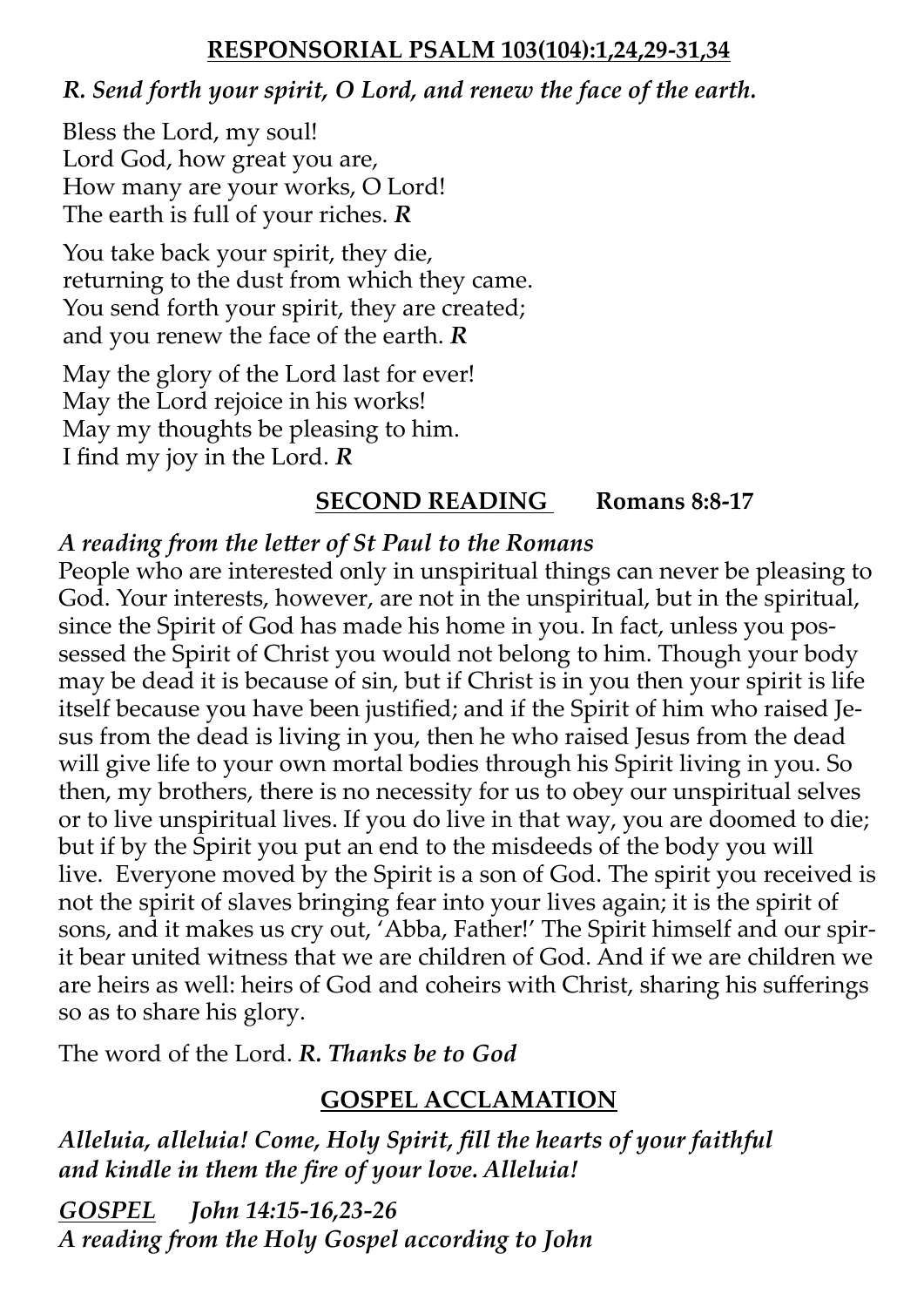## RESPONSORIAL PSALM 103(104):1,24,29-31,34

***R. Send forth your spirit, O Lord, and renew the face of the earth.***

Bless the Lord, my soul!
Lord God, how great you are,
How many are your works, O Lord!
The earth is full of your riches. ***R***

You take back your spirit, they die,
returning to the dust from which they came.
You send forth your spirit, they are created;
and you renew the face of the earth. ***R***

May the glory of the Lord last for ever!
May the Lord rejoice in his works!
May my thoughts be pleasing to him.
I find my joy in the Lord. ***R***

## SECOND READING **Romans 8:8-17**

***A reading from the letter of St Paul to the Romans***

People who are interested only in unspiritual things can never be pleasing to God. Your interests, however, are not in the unspiritual, but in the spiritual, since the Spirit of God has made his home in you. In fact, unless you possessed the Spirit of Christ you would not belong to him. Though your body may be dead it is because of sin, but if Christ is in you then your spirit is life itself because you have been justified; and if the Spirit of him who raised Jesus from the dead is living in you, then he who raised Jesus from the dead will give life to your own mortal bodies through his Spirit living in you. So then, my brothers, there is no necessity for us to obey our unspiritual selves or to live unspiritual lives. If you do live in that way, you are doomed to die; but if by the Spirit you put an end to the misdeeds of the body you will live. Everyone moved by the Spirit is a son of God. The spirit you received is not the spirit of slaves bringing fear into your lives again; it is the spirit of sons, and it makes us cry out, 'Abba, Father!' The Spirit himself and our spirit bear united witness that we are children of God. And if we are children we are heirs as well: heirs of God and coheirs with Christ, sharing his sufferings so as to share his glory.

The word of the Lord. ***R. Thanks be to God***

## GOSPEL ACCLAMATION

***Alleluia, alleluia! Come, Holy Spirit, fill the hearts of your faithful and kindle in them the fire of your love. Alleluia!***

***GOSPEL John 14:15-16,23-26***
***A reading from the Holy Gospel according to John***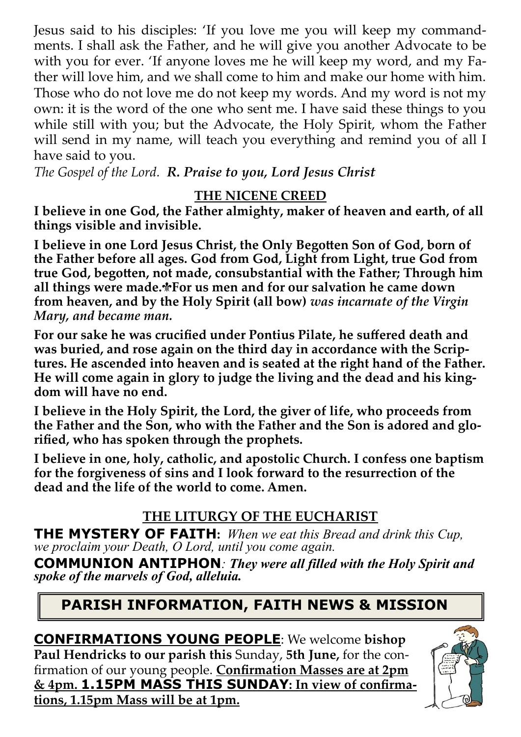Jesus said to his disciples: 'If you love me you will keep my commandments. I shall ask the Father, and he will give you another Advocate to be with you for ever. 'If anyone loves me he will keep my word, and my Father will love him, and we shall come to him and make our home with him. Those who do not love me do not keep my words. And my word is not my own: it is the word of the one who sent me. I have said these things to you while still with you; but the Advocate, the Holy Spirit, whom the Father will send in my name, will teach you everything and remind you of all I have said to you.

*The Gospel of the Lord.* ***R. Praise to you, Lord Jesus Christ***

## THE NICENE CREED

**I believe in one God, the Father almighty, maker of heaven and earth, of all things visible and invisible.**

**I believe in one Lord Jesus Christ, the Only Begotten Son of God, born of the Father before all ages. God from God, Light from Light, true God from true God, begotten, not made, consubstantial with the Father; Through him all things were made.⚜For us men and for our salvation he came down from heaven, and by the Holy Spirit (all bow)** ***was incarnate of the Virgin Mary, and became man.***

**For our sake he was crucified under Pontius Pilate, he suffered death and was buried, and rose again on the third day in accordance with the Scriptures. He ascended into heaven and is seated at the right hand of the Father. He will come again in glory to judge the living and the dead and his kingdom will have no end.**

**I believe in the Holy Spirit, the Lord, the giver of life, who proceeds from the Father and the Son, who with the Father and the Son is adored and glorified, who has spoken through the prophets.**

**I believe in one, holy, catholic, and apostolic Church. I confess one baptism for the forgiveness of sins and I look forward to the resurrection of the dead and the life of the world to come. Amen.**

## THE LITURGY OF THE EUCHARIST

**THE MYSTERY OF FAITH:** *When we eat this Bread and drink this Cup, we proclaim your Death, O Lord, until you come again.*

**COMMUNION ANTIPHON**: ***They were all filled with the Holy Spirit and spoke of the marvels of God, alleluia.***

## PARISH INFORMATION, FAITH NEWS & MISSION

**CONFIRMATIONS YOUNG PEOPLE**: We welcome **bishop Paul Hendricks to our parish this** Sunday, **5th June,** for the confirmation of our young people. **Confirmation Masses are at 2pm & 4pm. 1.15PM MASS THIS SUNDAY: In view of confirmations, 1.15pm Mass will be at 1pm.**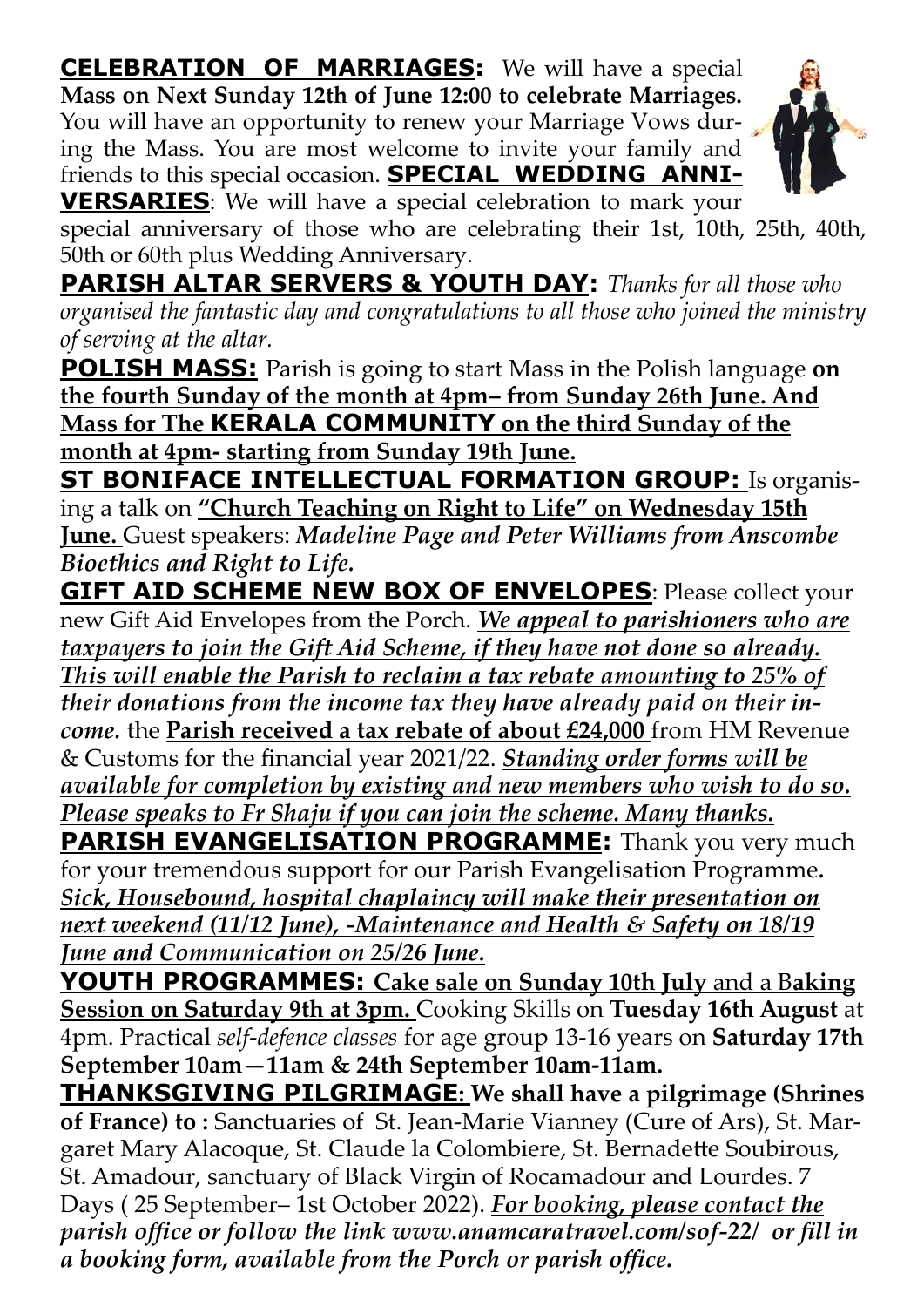**<u>CELEBRATION OF MARRIAGES</u>:** We will have a special **Mass on Next Sunday 12th of June 12:00 to celebrate Marriages.** You will have an opportunity to renew your Marriage Vows during the Mass. You are most welcome to invite your family and friends to this special occasion. **<u>SPECIAL WEDDING ANNIVERSARIES</u>**: We will have a special celebration to mark your special anniversary of those who are celebrating their 1st, 10th, 25th, 40th, 50th or 60th plus Wedding Anniversary.

**<u>PARISH ALTAR SERVERS & YOUTH DAY</u>:** *Thanks for all those who organised the fantastic day and congratulations to all those who joined the ministry of serving at the altar.*

**<u>POLISH MASS:</u>** Parish is going to start Mass in the Polish language **<u>on the fourth Sunday of the month at 4pm– from Sunday 26th June. And Mass for The KERALA COMMUNITY on the third Sunday of the month at 4pm- starting from Sunday 19th June.</u>**

**<u>ST BONIFACE INTELLECTUAL FORMATION GROUP:</u>** Is organising a talk on **<u>"Church Teaching on Right to Life" on Wednesday 15th June.</u>** Guest speakers: ***Madeline Page and Peter Williams from Anscombe Bioethics and Right to Life.***

**<u>GIFT AID SCHEME NEW BOX OF ENVELOPES</u>**: Please collect your new Gift Aid Envelopes from the Porch. ***<u>We appeal to parishioners who are taxpayers to join the Gift Aid Scheme, if they have not done so already. This will enable the Parish to reclaim a tax rebate amounting to 25% of their donations from the income tax they have already paid on their income.</u>*** the **<u>Parish received a tax rebate of about £24,000</u>** from HM Revenue & Customs for the financial year 2021/22. ***<u>Standing order forms will be available for completion by existing and new members who wish to do so. Please speaks to Fr Shaju if you can join the scheme. Many thanks.</u>***

**PARISH EVANGELISATION PROGRAMME:** Thank you very much for your tremendous support for our Parish Evangelisation Programme. ***<u>Sick, Housebound, hospital chaplaincy will make their presentation on next weekend (11/12 June), -Maintenance and Health & Safety on 18/19 June and Communication on 25/26 June.</u>***

**<u>YOUTH PROGRAMMES:</u> <u>Cake sale on Sunday 10th July</u>** <u>and a</u> **<u>Baking Session on Saturday 9th at 3pm.</u>** Cooking Skills on **Tuesday 16th August** at 4pm. Practical *self-defence classes* for age group 13-16 years on **Saturday 17th September 10am—11am & 24th September 10am-11am.**

**<u>THANKSGIVING PILGRIMAGE</u>: We shall have a pilgrimage (Shrines of France) to :** Sanctuaries of St. Jean-Marie Vianney (Cure of Ars), St. Margaret Mary Alacoque, St. Claude la Colombiere, St. Bernadette Soubirous, St. Amadour, sanctuary of Black Virgin of Rocamadour and Lourdes. 7 Days ( 25 September– 1st October 2022). ***<u>For booking, please contact the parish office or follow the link www.anamcaratravel.com/sof-22/</u> or fill in a booking form, available from the Porch or parish office.***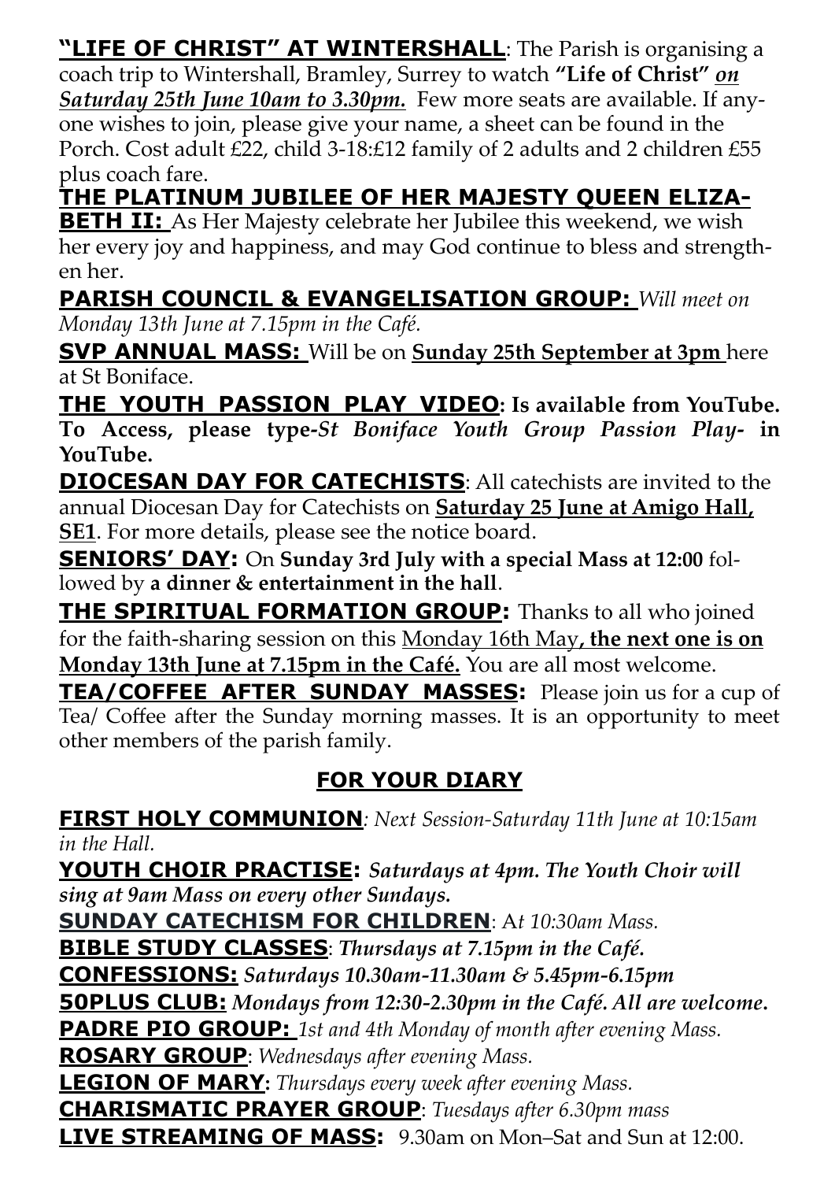**"LIFE OF CHRIST" AT WINTERSHALL**: The Parish is organising a coach trip to Wintershall, Bramley, Surrey to watch **"Life of Christ"** ***on Saturday 25th June 10am to 3.30pm.*** Few more seats are available. If anyone wishes to join, please give your name, a sheet can be found in the Porch. Cost adult £22, child 3-18:£12 family of 2 adults and 2 children £55 plus coach fare.

**THE PLATINUM JUBILEE OF HER MAJESTY QUEEN ELIZABETH II:** As Her Majesty celebrate her Jubilee this weekend, we wish her every joy and happiness, and may God continue to bless and strengthen her.

**PARISH COUNCIL & EVANGELISATION GROUP:** *Will meet on Monday 13th June at 7.15pm in the Café.*

**SVP ANNUAL MASS:** Will be on **Sunday 25th September at 3pm** here at St Boniface.

**THE YOUTH PASSION PLAY VIDEO: Is available from YouTube. To Access, please type-*St Boniface Youth Group Passion Play-* in YouTube.**

**DIOCESAN DAY FOR CATECHISTS**: All catechists are invited to the annual Diocesan Day for Catechists on **Saturday 25 June at Amigo Hall, SE1**. For more details, please see the notice board.

**SENIORS' DAY:** On **Sunday 3rd July with a special Mass at 12:00** followed by **a dinner & entertainment in the hall**.

**THE SPIRITUAL FORMATION GROUP:** Thanks to all who joined for the faith-sharing session on this Monday 16th May**, the next one is on Monday 13th June at 7.15pm in the Café.** You are all most welcome.

**TEA/COFFEE AFTER SUNDAY MASSES:** Please join us for a cup of Tea/ Coffee after the Sunday morning masses. It is an opportunity to meet other members of the parish family.

## FOR YOUR DIARY

**FIRST HOLY COMMUNION***: Next Session-Saturday 11th June at 10:15am in the Hall.*

**YOUTH CHOIR PRACTISE:** ***Saturdays at 4pm. The Youth Choir will sing at 9am Mass on every other Sundays.***

**SUNDAY CATECHISM FOR CHILDREN**: A*t 10:30am Mass.*

**BIBLE STUDY CLASSES**: ***Thursdays at 7.15pm in the Café.***

**CONFESSIONS:** ***Saturdays 10.30am-11.30am & 5.45pm-6.15pm***

**50PLUS CLUB:** ***Mondays from 12:30-2.30pm in the Café. All are welcome.***

**PADRE PIO GROUP:** *1st and 4th Monday of month after evening Mass.*

**ROSARY GROUP**: *Wednesdays after evening Mass.*

**LEGION OF MARY:** *Thursdays every week after evening Mass.*

**CHARISMATIC PRAYER GROUP**: *Tuesdays after 6.30pm mass*

**LIVE STREAMING OF MASS:** 9.30am on Mon–Sat and Sun at 12:00.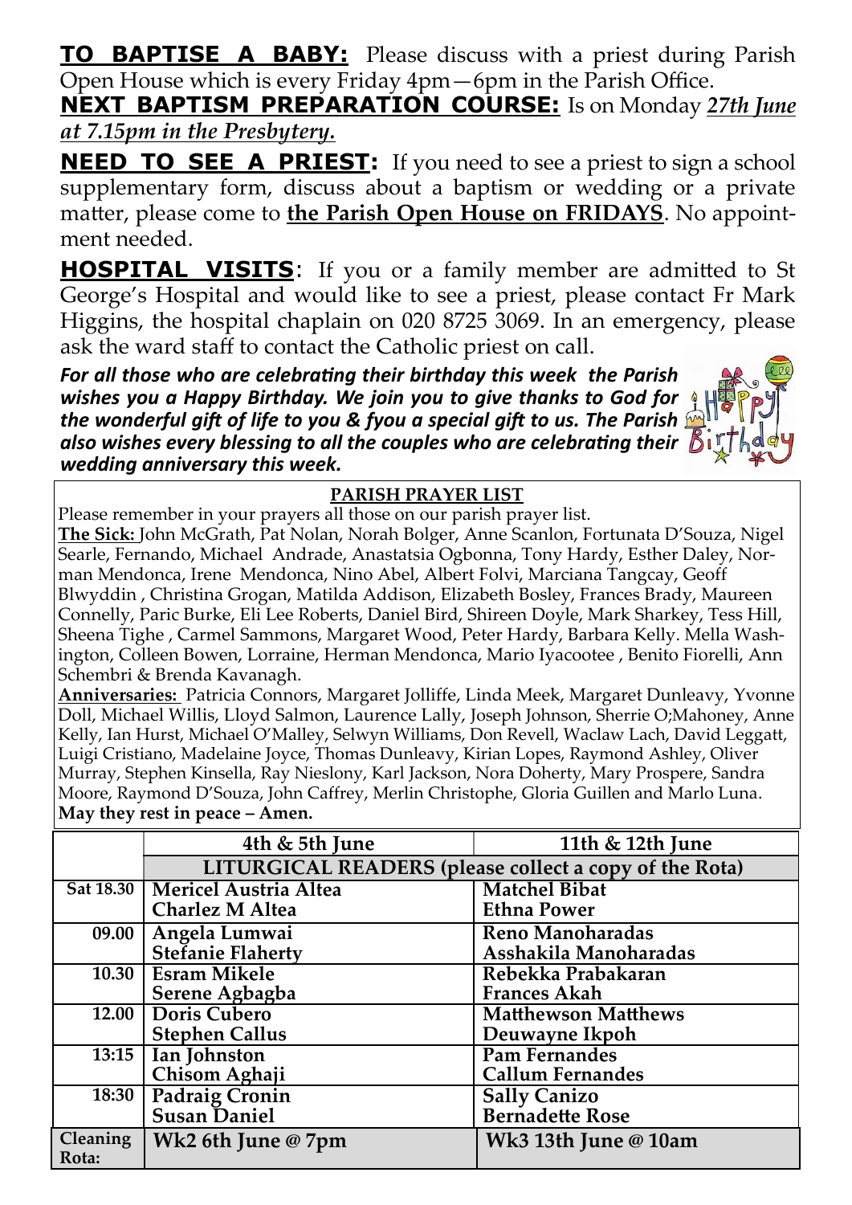**TO BAPTISE A BABY:** Please discuss with a priest during Parish Open House which is every Friday 4pm—6pm in the Parish Office.

**NEXT BAPTISM PREPARATION COURSE:** Is on Monday ***27th June at 7.15pm in the Presbytery.***

**NEED TO SEE A PRIEST:** If you need to see a priest to sign a school supplementary form, discuss about a baptism or wedding or a private matter, please come to **the Parish Open House on FRIDAYS**. No appointment needed.

**HOSPITAL VISITS**: If you or a family member are admitted to St George's Hospital and would like to see a priest, please contact Fr Mark Higgins, the hospital chaplain on 020 8725 3069. In an emergency, please ask the ward staff to contact the Catholic priest on call.

***For all those who are celebrating their birthday this week the Parish wishes you a Happy Birthday. We join you to give thanks to God for the wonderful gift of life to you & fyou a special gift to us. The Parish also wishes every blessing to all the couples who are celebrating their wedding anniversary this week.***

**PARISH PRAYER LIST**

Please remember in your prayers all those on our parish prayer list.

**The Sick:** John McGrath, Pat Nolan, Norah Bolger, Anne Scanlon, Fortunata D'Souza, Nigel Searle, Fernando, Michael Andrade, Anastatsia Ogbonna, Tony Hardy, Esther Daley, Norman Mendonca, Irene Mendonca, Nino Abel, Albert Folvi, Marciana Tangcay, Geoff Blwyddin , Christina Grogan, Matilda Addison, Elizabeth Bosley, Frances Brady, Maureen Connelly, Paric Burke, Eli Lee Roberts, Daniel Bird, Shireen Doyle, Mark Sharkey, Tess Hill, Sheena Tighe , Carmel Sammons, Margaret Wood, Peter Hardy, Barbara Kelly. Mella Washington, Colleen Bowen, Lorraine, Herman Mendonca, Mario Iyacootee , Benito Fiorelli, Ann Schembri & Brenda Kavanagh.

**Anniversaries:** Patricia Connors, Margaret Jolliffe, Linda Meek, Margaret Dunleavy, Yvonne Doll, Michael Willis, Lloyd Salmon, Laurence Lally, Joseph Johnson, Sherrie O;Mahoney, Anne Kelly, Ian Hurst, Michael O'Malley, Selwyn Williams, Don Revell, Waclaw Lach, David Leggatt, Luigi Cristiano, Madelaine Joyce, Thomas Dunleavy, Kirian Lopes, Raymond Ashley, Oliver Murray, Stephen Kinsella, Ray Nieslony, Karl Jackson, Nora Doherty, Mary Prospere, Sandra Moore, Raymond D'Souza, John Caffrey, Merlin Christophe, Gloria Guillen and Marlo Luna.

**May they rest in peace – Amen.**

| | 4th & 5th June | 11th & 12th June |
|---|---|---|
| | LITURGICAL READERS (please collect a copy of the Rota) | |
| Sat 18.30 | Mericel Austria Altea<br>Charlez M Altea | Matchel Bibat<br>Ethna Power |
| 09.00 | Angela Lumwai<br>Stefanie Flaherty | Reno Manoharadas<br>Asshakila Manoharadas |
| 10.30 | Esram Mikele<br>Serene Agbagba | Rebekka Prabakaran<br>Frances Akah |
| 12.00 | Doris Cubero<br>Stephen Callus | Matthewson Matthews<br>Deuwayne Ikpoh |
| 13:15 | Ian Johnston<br>Chisom Aghaji | Pam Fernandes<br>Callum Fernandes |
| 18:30 | Padraig Cronin<br>Susan Daniel | Sally Canizo<br>Bernadette Rose |
| Cleaning Rota: | Wk2 6th June @ 7pm | Wk3 13th June @ 10am |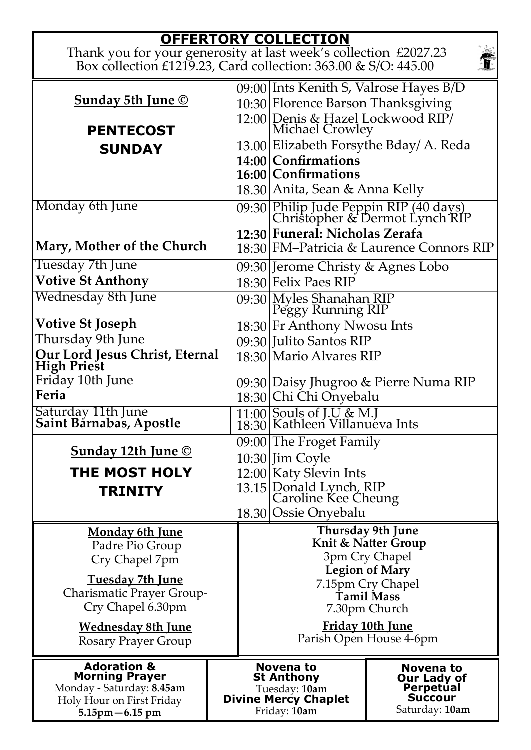## OFFERTORY COLLECTION

Thank you for your generosity at last week's collection £2027.23
Box collection £1219.23, Card collection: 363.00 & S/O: 445.00

| | | |
|---|---|---|
| **Sunday 5th June ©** **PENTECOST SUNDAY** | 09:00 | Ints Kenith S, Valrose Hayes B/D |
| | 10:30 | Florence Barson Thanksgiving |
| | 12:00 | Denis & Hazel Lockwood RIP/ Michael Crowley |
| | 13.00 | Elizabeth Forsythe Bday/ A. Reda |
| | **14:00** | **Confirmations** |
| | **16:00** | **Confirmations** |
| | 18.30 | Anita, Sean & Anna Kelly |
| Monday 6th June **Mary, Mother of the Church** | 09:30 | Philip Jude Peppin RIP (40 days) Christopher & Dermot Lynch RIP |
| | **12:30** | **Funeral: Nicholas Zerafa** |
| | 18:30 | FM–Patricia & Laurence Connors RIP |
| Tuesday 7th June **Votive St Anthony** | 09:30 | Jerome Christy & Agnes Lobo |
| | 18:30 | Felix Paes RIP |
| Wednesday 8th June **Votive St Joseph** | 09:30 | Myles Shanahan RIP Peggy Running RIP |
| | 18:30 | Fr Anthony Nwosu Ints |
| Thursday 9th June **Our Lord Jesus Christ, Eternal High Priest** | 09:30 | Julito Santos RIP |
| | 18:30 | Mario Alvares RIP |
| Friday 10th June **Feria** | 09:30 | Daisy Jhugroo & Pierre Numa RIP |
| | 18:30 | Chi Chi Onyebalu |
| Saturday 11th June **Saint Barnabas, Apostle** | 11:00 | Souls of J.U & M.J |
| | 18:30 | Kathleen Villanueva Ints |
| **Sunday 12th June ©** **THE MOST HOLY TRINITY** | 09:00 | The Froget Family |
| | 10:30 | Jim Coyle |
| | 12:00 | Katy Slevin Ints |
| | 13.15 | Donald Lynch, RIP Caroline Kee Cheung |
| | 18.30 | Ossie Onyebalu |

**Monday 6th June**
Padre Pio Group
Cry Chapel 7pm

**Tuesday 7th June**
Charismatic Prayer Group-
Cry Chapel 6.30pm

**Wednesday 8th June**
Rosary Prayer Group

**Thursday 9th June**
**Knit & Natter Group**
3pm Cry Chapel
**Legion of Mary**
7.15pm Cry Chapel
**Tamil Mass**
7.30pm Church

**Friday 10th June**
Parish Open House 4-6pm

**Adoration & Morning Prayer**
Monday - Saturday: **8.45am**
Holy Hour on First Friday
**5.15pm—6.15 pm**

**Novena to St Anthony**
Tuesday: **10am**
**Divine Mercy Chaplet**
Friday: **10am**

**Novena to Our Lady of Perpetual Succour**
Saturday: **10am**